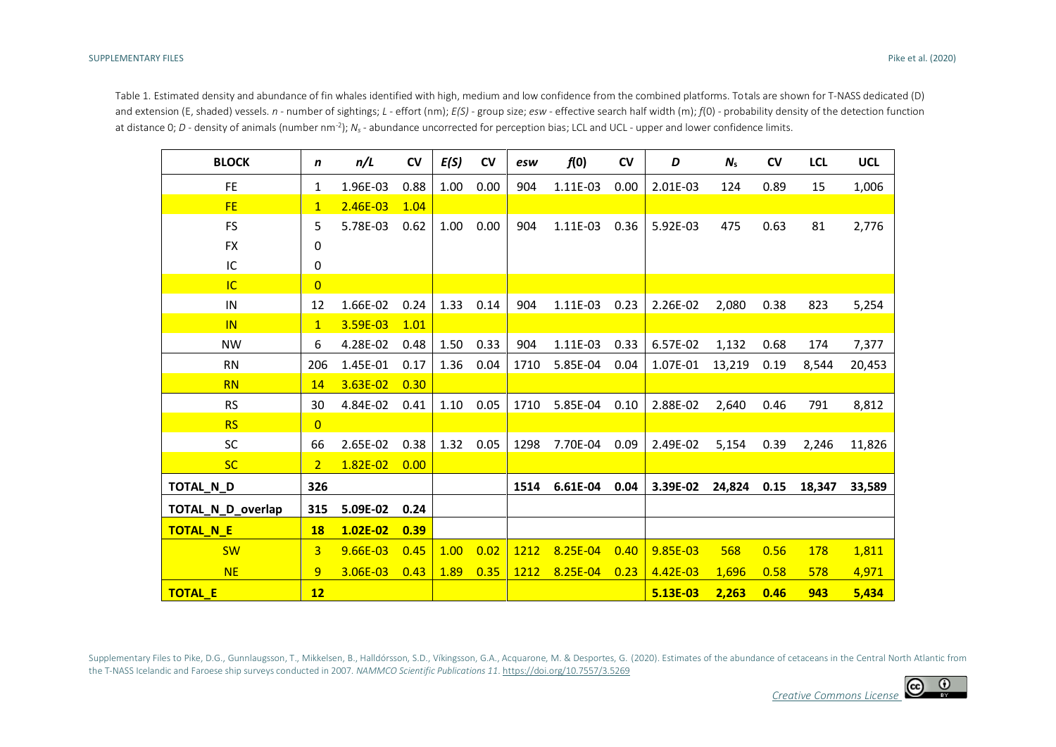Table 1. Estimated density and abundance of fin whales identified with high, medium and low confidence from the combined platforms. Totals are shown for T-NASS dedicated (D) and extension (E, shaded) vessels. *n* - number of sightings; *L* - effort (nm); *E(S)* - group size; *esw* - effective search half width (m); *f*(0) - probability density of the detection function at distance 0; *D* - density of animals (number nm$^{-2}$); $N_s$ - abundance uncorrected for perception bias; LCL and UCL - upper and lower confidence limits.

| BLOCK | *n* | *n/L* | CV | *E(S)* | CV | *esw* | *f*(0) | CV | *D* | $N_s$ | CV | LCL | UCL |
|---|---|---|---|---|---|---|---|---|---|---|---|---|---|
| FE | 1 | 1.96E-03 | 0.88 | 1.00 | 0.00 | 904 | 1.11E-03 | 0.00 | 2.01E-03 | 124 | 0.89 | 15 | 1,006 |
| FE | 1 | 2.46E-03 | 1.04 | | | | | | | | | | |
| FS | 5 | 5.78E-03 | 0.62 | 1.00 | 0.00 | 904 | 1.11E-03 | 0.36 | 5.92E-03 | 475 | 0.63 | 81 | 2,776 |
| FX | 0 | | | | | | | | | | | | |
| IC | 0 | | | | | | | | | | | | |
| IC | 0 | | | | | | | | | | | | |
| IN | 12 | 1.66E-02 | 0.24 | 1.33 | 0.14 | 904 | 1.11E-03 | 0.23 | 2.26E-02 | 2,080 | 0.38 | 823 | 5,254 |
| IN | 1 | 3.59E-03 | 1.01 | | | | | | | | | | |
| NW | 6 | 4.28E-02 | 0.48 | 1.50 | 0.33 | 904 | 1.11E-03 | 0.33 | 6.57E-02 | 1,132 | 0.68 | 174 | 7,377 |
| RN | 206 | 1.45E-01 | 0.17 | 1.36 | 0.04 | 1710 | 5.85E-04 | 0.04 | 1.07E-01 | 13,219 | 0.19 | 8,544 | 20,453 |
| RN | 14 | 3.63E-02 | 0.30 | | | | | | | | | | |
| RS | 30 | 4.84E-02 | 0.41 | 1.10 | 0.05 | 1710 | 5.85E-04 | 0.10 | 2.88E-02 | 2,640 | 0.46 | 791 | 8,812 |
| RS | 0 | | | | | | | | | | | | |
| SC | 66 | 2.65E-02 | 0.38 | 1.32 | 0.05 | 1298 | 7.70E-04 | 0.09 | 2.49E-02 | 5,154 | 0.39 | 2,246 | 11,826 |
| SC | 2 | 1.82E-02 | 0.00 | | | | | | | | | | |
| **TOTAL_N_D** | **326** | | | | | **1514** | **6.61E-04** | **0.04** | **3.39E-02** | **24,824** | **0.15** | **18,347** | **33,589** |
| **TOTAL_N_D_overlap** | **315** | **5.09E-02** | **0.24** | | | | | | | | | | |
| **TOTAL_N_E** | **18** | **1.02E-02** | **0.39** | | | | | | | | | | |
| SW | 3 | 9.66E-03 | 0.45 | 1.00 | 0.02 | 1212 | 8.25E-04 | 0.40 | 9.85E-03 | 568 | 0.56 | 178 | 1,811 |
| NE | 9 | 3.06E-03 | 0.43 | 1.89 | 0.35 | 1212 | 8.25E-04 | 0.23 | 4.42E-03 | 1,696 | 0.58 | 578 | 4,971 |
| **TOTAL_E** | **12** | | | | | | | | **5.13E-03** | **2,263** | **0.46** | **943** | **5,434** |

Supplementary Files to Pike, D.G., Gunnlaugsson, T., Mikkelsen, B., Halldórsson, S.D., Víkingsson, G.A., Acquarone, M. & Desportes, G. (2020). Estimates of the abundance of cetaceans in the Central North Atlantic from the T-NASS Icelandic and Faroese ship surveys conducted in 2007. *NAMMCO Scientific Publications 11*. https://doi.org/10.7557/3.5269

*Creative Commons License*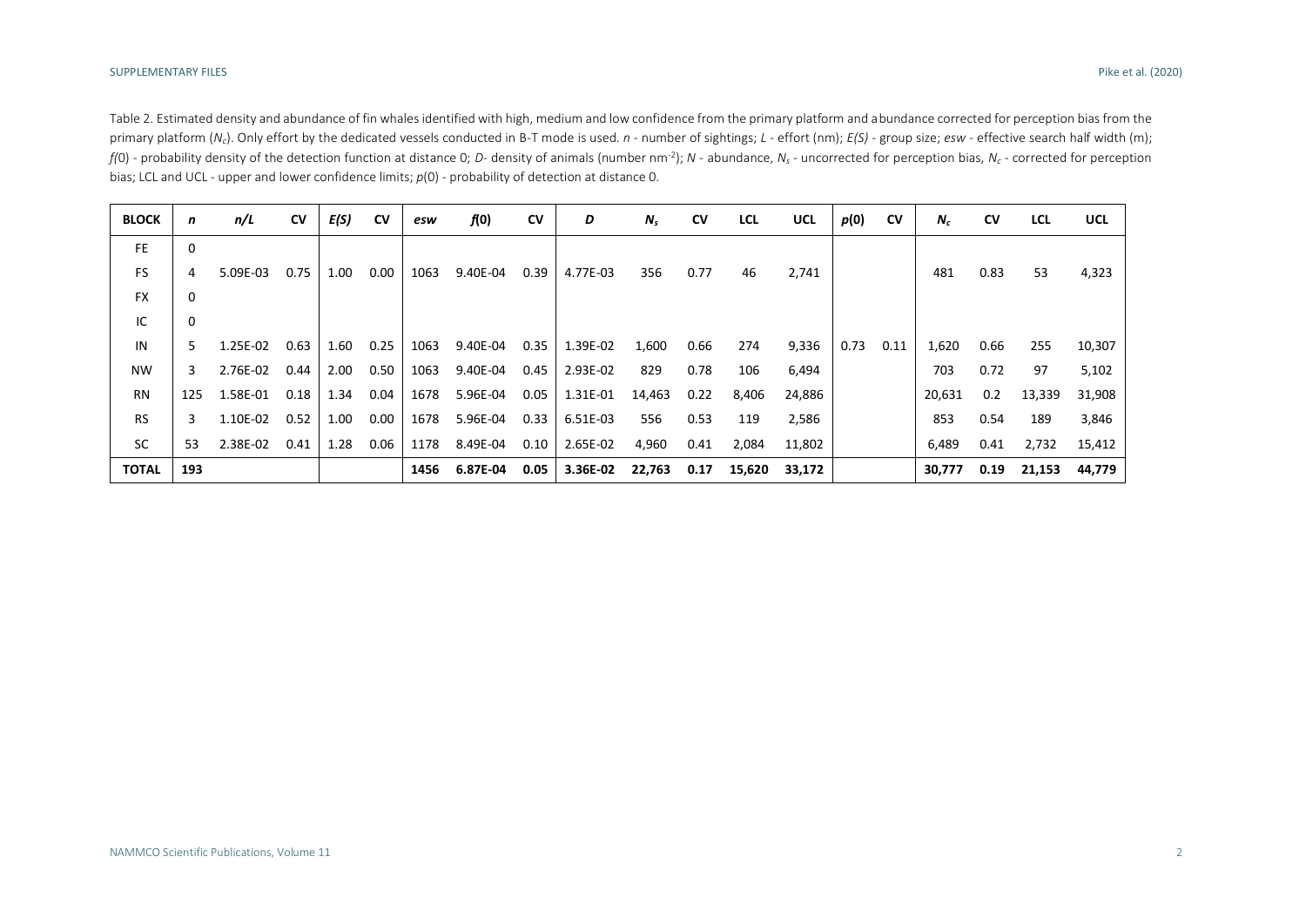Table 2. Estimated density and abundance of fin whales identified with high, medium and low confidence from the primary platform and abundance corrected for perception bias from the primary platform ($N_c$). Only effort by the dedicated vessels conducted in B-T mode is used. *n* - number of sightings; *L* - effort (nm); *E(S)* - group size; *esw* - effective search half width (m); *f*(0) - probability density of the detection function at distance 0; *D*- density of animals (number nm$^{-2}$); *N* - abundance, $N_s$ - uncorrected for perception bias, $N_c$ - corrected for perception bias; LCL and UCL - upper and lower confidence limits; *p*(0) - probability of detection at distance 0.

| BLOCK | *n* | *n/L* | CV | *E(S)* | CV | *esw* | *f*(0) | CV | *D* | $N_s$ | CV | LCL | UCL | *p*(0) | CV | $N_c$ | CV | LCL | UCL |
|---|---|---|---|---|---|---|---|---|---|---|---|---|---|---|---|---|---|---|---|
| FE | 0 | | | | | | | | | | | | | | | | | | |
| FS | 4 | 5.09E-03 | 0.75 | 1.00 | 0.00 | 1063 | 9.40E-04 | 0.39 | 4.77E-03 | 356 | 0.77 | 46 | 2,741 | | | 481 | 0.83 | 53 | 4,323 |
| FX | 0 | | | | | | | | | | | | | | | | | | |
| IC | 0 | | | | | | | | | | | | | | | | | | |
| IN | 5 | 1.25E-02 | 0.63 | 1.60 | 0.25 | 1063 | 9.40E-04 | 0.35 | 1.39E-02 | 1,600 | 0.66 | 274 | 9,336 | 0.73 | 0.11 | 1,620 | 0.66 | 255 | 10,307 |
| NW | 3 | 2.76E-02 | 0.44 | 2.00 | 0.50 | 1063 | 9.40E-04 | 0.45 | 2.93E-02 | 829 | 0.78 | 106 | 6,494 | | | 703 | 0.72 | 97 | 5,102 |
| RN | 125 | 1.58E-01 | 0.18 | 1.34 | 0.04 | 1678 | 5.96E-04 | 0.05 | 1.31E-01 | 14,463 | 0.22 | 8,406 | 24,886 | | | 20,631 | 0.2 | 13,339 | 31,908 |
| RS | 3 | 1.10E-02 | 0.52 | 1.00 | 0.00 | 1678 | 5.96E-04 | 0.33 | 6.51E-03 | 556 | 0.53 | 119 | 2,586 | | | 853 | 0.54 | 189 | 3,846 |
| SC | 53 | 2.38E-02 | 0.41 | 1.28 | 0.06 | 1178 | 8.49E-04 | 0.10 | 2.65E-02 | 4,960 | 0.41 | 2,084 | 11,802 | | | 6,489 | 0.41 | 2,732 | 15,412 |
| **TOTAL** | **193** | | | | | **1456** | **6.87E-04** | **0.05** | **3.36E-02** | **22,763** | **0.17** | **15,620** | **33,172** | | | **30,777** | **0.19** | **21,153** | **44,779** |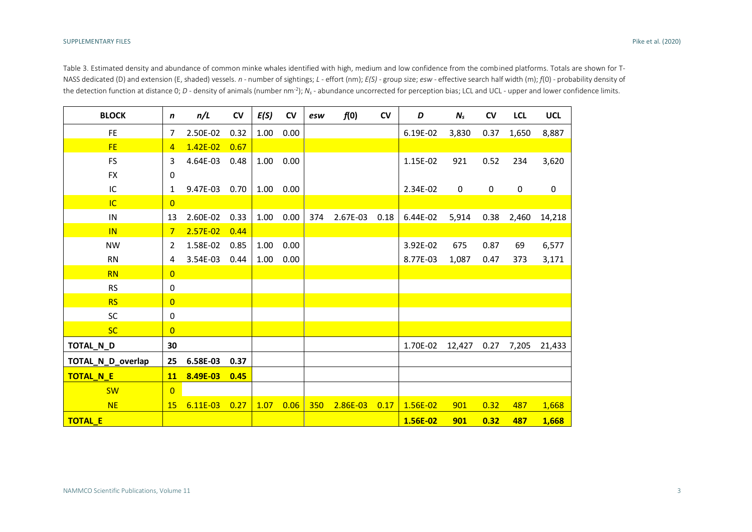Table 3. Estimated density and abundance of common minke whales identified with high, medium and low confidence from the combined platforms. Totals are shown for T-NASS dedicated (D) and extension (E, shaded) vessels. *n* - number of sightings; *L* - effort (nm); *E(S)* - group size; *esw* - effective search half width (m); *f*(0) - probability density of the detection function at distance 0; *D* - density of animals (number nm$^{-2}$); $N_s$ - abundance uncorrected for perception bias; LCL and UCL - upper and lower confidence limits.

| BLOCK | *n* | *n/L* | CV | *E(S)* | CV | *esw* | *f*(0) | CV | *D* | $N_s$ | CV | LCL | UCL |
|---|---|---|---|---|---|---|---|---|---|---|---|---|---|
| FE | 7 | 2.50E-02 | 0.32 | 1.00 | 0.00 | | | | 6.19E-02 | 3,830 | 0.37 | 1,650 | 8,887 |
| FE | 4 | 1.42E-02 | 0.67 | | | | | | | | | | |
| FS | 3 | 4.64E-03 | 0.48 | 1.00 | 0.00 | | | | 1.15E-02 | 921 | 0.52 | 234 | 3,620 |
| FX | 0 | | | | | | | | | | | | |
| IC | 1 | 9.47E-03 | 0.70 | 1.00 | 0.00 | | | | 2.34E-02 | 0 | 0 | 0 | 0 |
| IC | 0 | | | | | | | | | | | | |
| IN | 13 | 2.60E-02 | 0.33 | 1.00 | 0.00 | 374 | 2.67E-03 | 0.18 | 6.44E-02 | 5,914 | 0.38 | 2,460 | 14,218 |
| IN | 7 | 2.57E-02 | 0.44 | | | | | | | | | | |
| NW | 2 | 1.58E-02 | 0.85 | 1.00 | 0.00 | | | | 3.92E-02 | 675 | 0.87 | 69 | 6,577 |
| RN | 4 | 3.54E-03 | 0.44 | 1.00 | 0.00 | | | | 8.77E-03 | 1,087 | 0.47 | 373 | 3,171 |
| RN | 0 | | | | | | | | | | | | |
| RS | 0 | | | | | | | | | | | | |
| RS | 0 | | | | | | | | | | | | |
| SC | 0 | | | | | | | | | | | | |
| SC | 0 | | | | | | | | | | | | |
| **TOTAL_N_D** | **30** | | | | | | | | 1.70E-02 | 12,427 | 0.27 | 7,205 | 21,433 |
| **TOTAL_N_D_overlap** | **25** | **6.58E-03** | **0.37** | | | | | | | | | | |
| **TOTAL_N_E** | **11** | **8.49E-03** | **0.45** | | | | | | | | | | |
| SW | 0 | | | | | | | | | | | | |
| NE | 15 | 6.11E-03 | 0.27 | 1.07 | 0.06 | 350 | 2.86E-03 | 0.17 | 1.56E-02 | 901 | 0.32 | 487 | 1,668 |
| **TOTAL_E** | | | | | | | | | **1.56E-02** | **901** | **0.32** | **487** | **1,668** |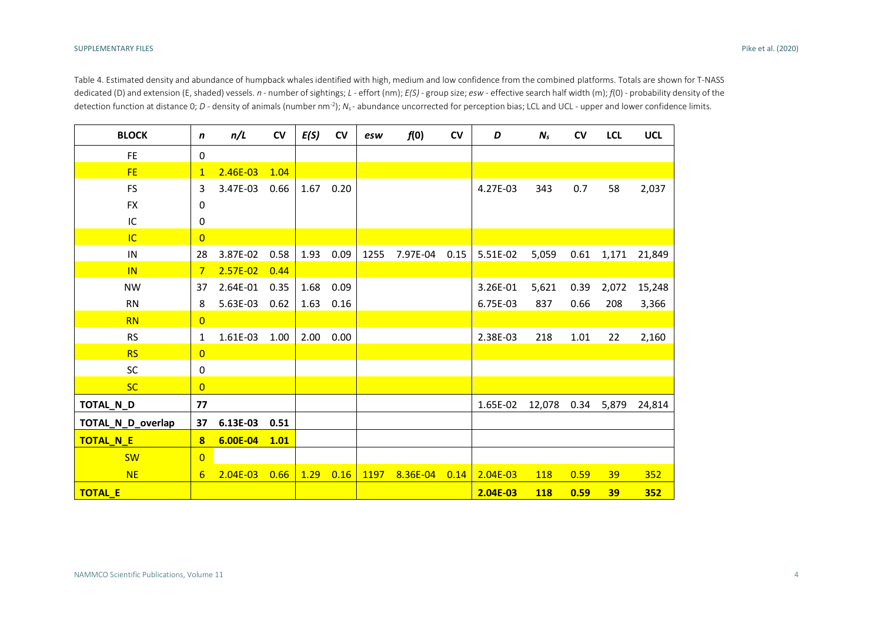Table 4. Estimated density and abundance of humpback whales identified with high, medium and low confidence from the combined platforms. Totals are shown for T-NASS dedicated (D) and extension (E, shaded) vessels. *n* - number of sightings; *L* - effort (nm); *E(S)* - group size; *esw* - effective search half width (m); *f*(0) - probability density of the detection function at distance 0; *D* - density of animals (number nm$^{-2}$); $N_s$ - abundance uncorrected for perception bias; LCL and UCL - upper and lower confidence limits.

| BLOCK | *n* | *n/L* | CV | *E(S)* | CV | *esw* | *f*(0) | CV | *D* | $N_s$ | CV | LCL | UCL |
|---|---|---|---|---|---|---|---|---|---|---|---|---|---|
| FE | 0 | | | | | | | | | | | | |
| FE | 1 | 2.46E-03 | 1.04 | | | | | | | | | | |
| FS | 3 | 3.47E-03 | 0.66 | 1.67 | 0.20 | | | | 4.27E-03 | 343 | 0.7 | 58 | 2,037 |
| FX | 0 | | | | | | | | | | | | |
| IC | 0 | | | | | | | | | | | | |
| IC | 0 | | | | | | | | | | | | |
| IN | 28 | 3.87E-02 | 0.58 | 1.93 | 0.09 | 1255 | 7.97E-04 | 0.15 | 5.51E-02 | 5,059 | 0.61 | 1,171 | 21,849 |
| IN | 7 | 2.57E-02 | 0.44 | | | | | | | | | | |
| NW | 37 | 2.64E-01 | 0.35 | 1.68 | 0.09 | | | | 3.26E-01 | 5,621 | 0.39 | 2,072 | 15,248 |
| RN | 8 | 5.63E-03 | 0.62 | 1.63 | 0.16 | | | | 6.75E-03 | 837 | 0.66 | 208 | 3,366 |
| RN | 0 | | | | | | | | | | | | |
| RS | 1 | 1.61E-03 | 1.00 | 2.00 | 0.00 | | | | 2.38E-03 | 218 | 1.01 | 22 | 2,160 |
| RS | 0 | | | | | | | | | | | | |
| SC | 0 | | | | | | | | | | | | |
| SC | 0 | | | | | | | | | | | | |
| **TOTAL_N_D** | **77** | | | | | | | | 1.65E-02 | 12,078 | 0.34 | 5,879 | 24,814 |
| **TOTAL_N_D_overlap** | **37** | **6.13E-03** | **0.51** | | | | | | | | | | |
| **TOTAL_N_E** | **8** | **6.00E-04** | **1.01** | | | | | | | | | | |
| SW | 0 | | | | | | | | | | | | |
| NE | 6 | 2.04E-03 | 0.66 | 1.29 | 0.16 | 1197 | 8.36E-04 | 0.14 | 2.04E-03 | 118 | 0.59 | 39 | 352 |
| **TOTAL_E** | | | | | | | | | **2.04E-03** | **118** | **0.59** | **39** | **352** |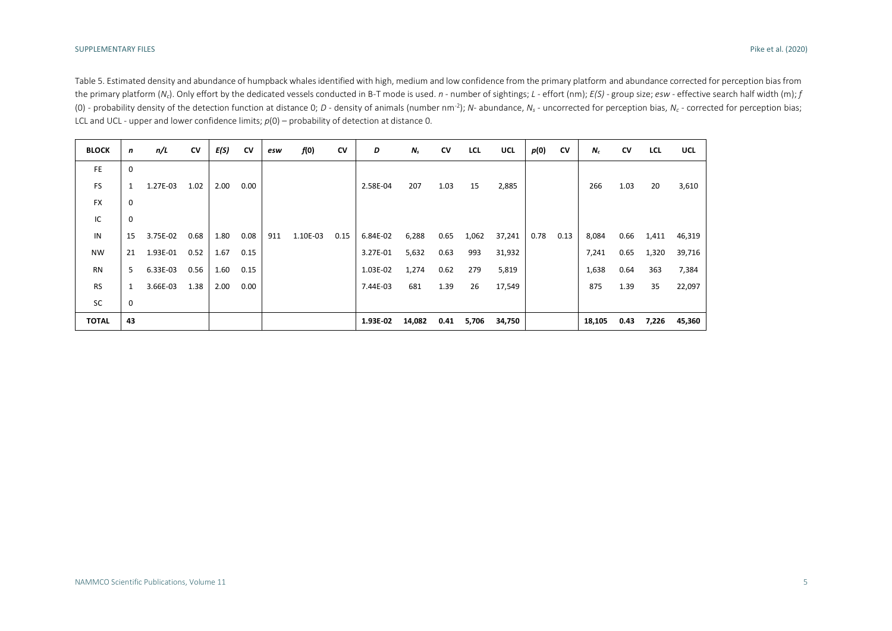Table 5. Estimated density and abundance of humpback whales identified with high, medium and low confidence from the primary platform and abundance corrected for perception bias from the primary platform ($N_c$). Only effort by the dedicated vessels conducted in B-T mode is used. *n* - number of sightings; *L* - effort (nm); *E(S)* - group size; *esw* - effective search half width (m); *f* (0) - probability density of the detection function at distance 0; *D* - density of animals (number nm$^{-2}$); *N*- abundance, $N_s$ - uncorrected for perception bias, $N_c$ - corrected for perception bias; LCL and UCL - upper and lower confidence limits; *p*(0) – probability of detection at distance 0.

| BLOCK | *n* | *n/L* | CV | *E(S)* | CV | *esw* | *f*(0) | CV | *D* | $N_s$ | CV | LCL | UCL | *p*(0) | CV | $N_c$ | CV | LCL | UCL |
|---|---|---|---|---|---|---|---|---|---|---|---|---|---|---|---|---|---|---|---|
| FE | 0 | | | | | | | | | | | | | | | | | | |
| FS | 1 | 1.27E-03 | 1.02 | 2.00 | 0.00 | | | | 2.58E-04 | 207 | 1.03 | 15 | 2,885 | | | 266 | 1.03 | 20 | 3,610 |
| FX | 0 | | | | | | | | | | | | | | | | | | |
| IC | 0 | | | | | | | | | | | | | | | | | | |
| IN | 15 | 3.75E-02 | 0.68 | 1.80 | 0.08 | 911 | 1.10E-03 | 0.15 | 6.84E-02 | 6,288 | 0.65 | 1,062 | 37,241 | 0.78 | 0.13 | 8,084 | 0.66 | 1,411 | 46,319 |
| NW | 21 | 1.93E-01 | 0.52 | 1.67 | 0.15 | | | | 3.27E-01 | 5,632 | 0.63 | 993 | 31,932 | | | 7,241 | 0.65 | 1,320 | 39,716 |
| RN | 5 | 6.33E-03 | 0.56 | 1.60 | 0.15 | | | | 1.03E-02 | 1,274 | 0.62 | 279 | 5,819 | | | 1,638 | 0.64 | 363 | 7,384 |
| RS | 1 | 3.66E-03 | 1.38 | 2.00 | 0.00 | | | | 7.44E-03 | 681 | 1.39 | 26 | 17,549 | | | 875 | 1.39 | 35 | 22,097 |
| SC | 0 | | | | | | | | | | | | | | | | | | |
| **TOTAL** | **43** | | | | | | | | **1.93E-02** | **14,082** | **0.41** | **5,706** | **34,750** | | | **18,105** | **0.43** | **7,226** | **45,360** |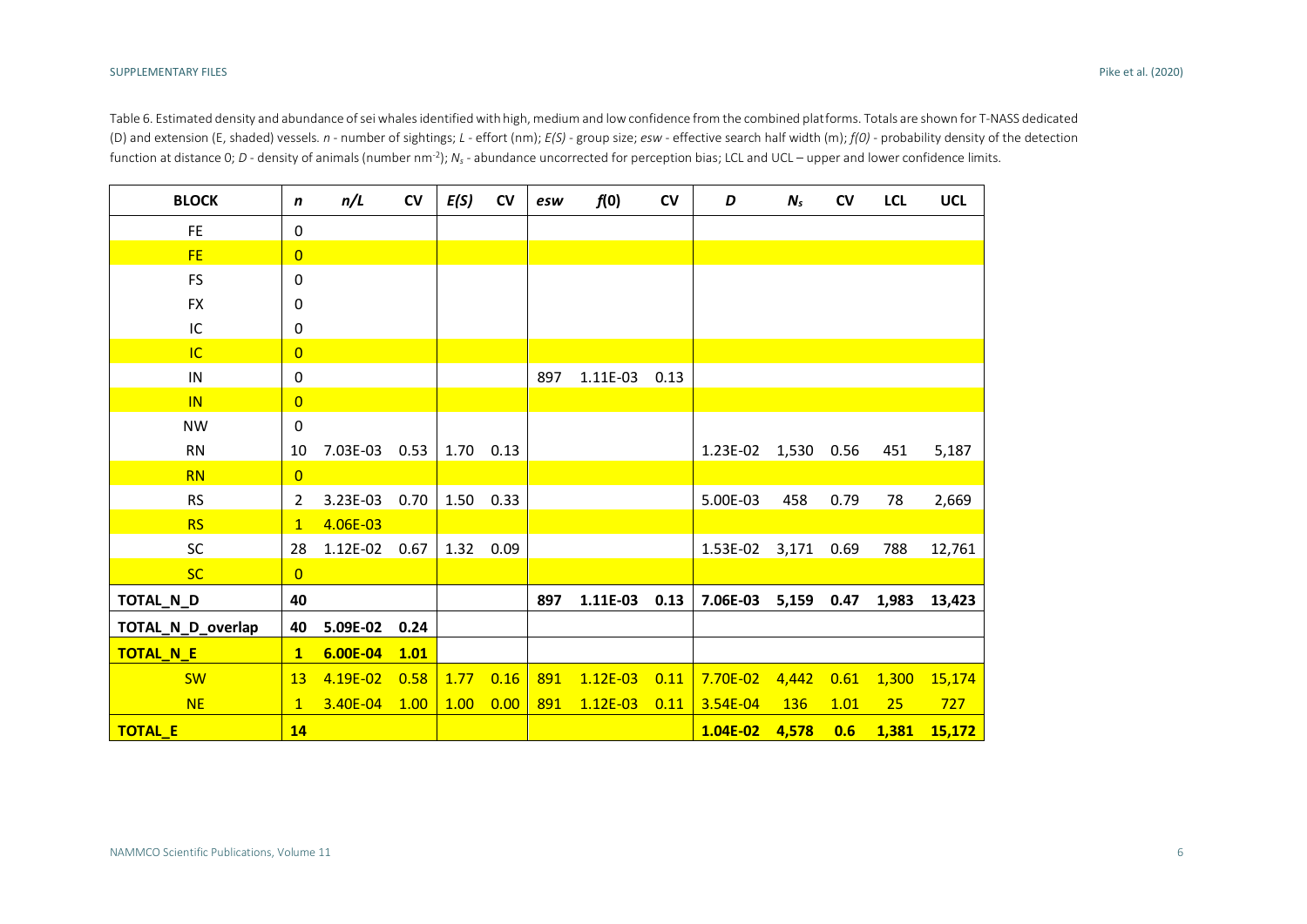Table 6. Estimated density and abundance of sei whales identified with high, medium and low confidence from the combined platforms. Totals are shown for T-NASS dedicated (D) and extension (E, shaded) vessels. *n* - number of sightings; *L* - effort (nm); *E(S)* - group size; *esw* - effective search half width (m); *f(0)* - probability density of the detection function at distance 0; *D* - density of animals (number nm$^{-2}$); $N_s$ - abundance uncorrected for perception bias; LCL and UCL – upper and lower confidence limits.

| BLOCK | *n* | *n/L* | CV | *E(S)* | CV | *esw* | *f*(0) | CV | *D* | $N_s$ | CV | LCL | UCL |
|---|---|---|---|---|---|---|---|---|---|---|---|---|---|
| FE | 0 | | | | | | | | | | | | |
| FE | 0 | | | | | | | | | | | | |
| FS | 0 | | | | | | | | | | | | |
| FX | 0 | | | | | | | | | | | | |
| IC | 0 | | | | | | | | | | | | |
| IC | 0 | | | | | | | | | | | | |
| IN | 0 | | | | | 897 | 1.11E-03 | 0.13 | | | | | |
| IN | 0 | | | | | | | | | | | | |
| NW | 0 | | | | | | | | | | | | |
| RN | 10 | 7.03E-03 | 0.53 | 1.70 | 0.13 | | | | 1.23E-02 | 1,530 | 0.56 | 451 | 5,187 |
| RN | 0 | | | | | | | | | | | | |
| RS | 2 | 3.23E-03 | 0.70 | 1.50 | 0.33 | | | | 5.00E-03 | 458 | 0.79 | 78 | 2,669 |
| RS | 1 | 4.06E-03 | | | | | | | | | | | |
| SC | 28 | 1.12E-02 | 0.67 | 1.32 | 0.09 | | | | 1.53E-02 | 3,171 | 0.69 | 788 | 12,761 |
| SC | 0 | | | | | | | | | | | | |
| **TOTAL_N_D** | **40** | | | | | **897** | **1.11E-03** | **0.13** | **7.06E-03** | **5,159** | **0.47** | **1,983** | **13,423** |
| **TOTAL_N_D_overlap** | **40** | **5.09E-02** | **0.24** | | | | | | | | | | |
| **TOTAL_N_E** | **1** | **6.00E-04** | **1.01** | | | | | | | | | | |
| SW | 13 | 4.19E-02 | 0.58 | 1.77 | 0.16 | 891 | 1.12E-03 | 0.11 | 7.70E-02 | 4,442 | 0.61 | 1,300 | 15,174 |
| NE | 1 | 3.40E-04 | 1.00 | 1.00 | 0.00 | 891 | 1.12E-03 | 0.11 | 3.54E-04 | 136 | 1.01 | 25 | 727 |
| **TOTAL_E** | **14** | | | | | | | | **1.04E-02** | **4,578** | **0.6** | **1,381** | **15,172** |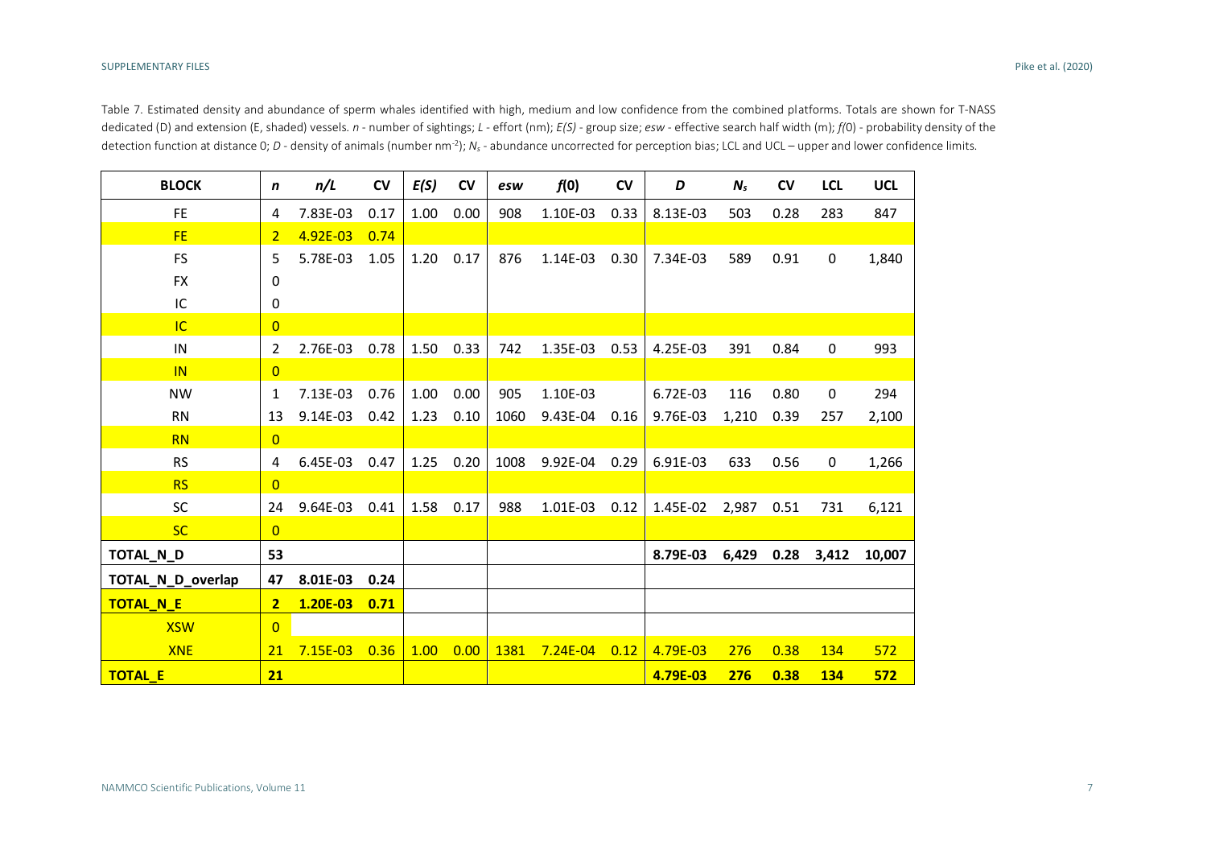Table 7. Estimated density and abundance of sperm whales identified with high, medium and low confidence from the combined platforms. Totals are shown for T-NASS dedicated (D) and extension (E, shaded) vessels. *n* - number of sightings; *L* - effort (nm); *E(S)* - group size; *esw* - effective search half width (m); *f*(0) - probability density of the detection function at distance 0; *D* - density of animals (number nm$^{-2}$); $N_s$ - abundance uncorrected for perception bias; LCL and UCL – upper and lower confidence limits.

| BLOCK | *n* | *n/L* | CV | *E(S)* | CV | *esw* | *f*(0) | CV | *D* | $N_s$ | CV | LCL | UCL |
|---|---|---|---|---|---|---|---|---|---|---|---|---|---|
| FE | 4 | 7.83E-03 | 0.17 | 1.00 | 0.00 | 908 | 1.10E-03 | 0.33 | 8.13E-03 | 503 | 0.28 | 283 | 847 |
| FE | 2 | 4.92E-03 | 0.74 | | | | | | | | | | |
| FS | 5 | 5.78E-03 | 1.05 | 1.20 | 0.17 | 876 | 1.14E-03 | 0.30 | 7.34E-03 | 589 | 0.91 | 0 | 1,840 |
| FX | 0 | | | | | | | | | | | | |
| IC | 0 | | | | | | | | | | | | |
| IC | 0 | | | | | | | | | | | | |
| IN | 2 | 2.76E-03 | 0.78 | 1.50 | 0.33 | 742 | 1.35E-03 | 0.53 | 4.25E-03 | 391 | 0.84 | 0 | 993 |
| IN | 0 | | | | | | | | | | | | |
| NW | 1 | 7.13E-03 | 0.76 | 1.00 | 0.00 | 905 | 1.10E-03 | | 6.72E-03 | 116 | 0.80 | 0 | 294 |
| RN | 13 | 9.14E-03 | 0.42 | 1.23 | 0.10 | 1060 | 9.43E-04 | 0.16 | 9.76E-03 | 1,210 | 0.39 | 257 | 2,100 |
| RN | 0 | | | | | | | | | | | | |
| RS | 4 | 6.45E-03 | 0.47 | 1.25 | 0.20 | 1008 | 9.92E-04 | 0.29 | 6.91E-03 | 633 | 0.56 | 0 | 1,266 |
| RS | 0 | | | | | | | | | | | | |
| SC | 24 | 9.64E-03 | 0.41 | 1.58 | 0.17 | 988 | 1.01E-03 | 0.12 | 1.45E-02 | 2,987 | 0.51 | 731 | 6,121 |
| SC | 0 | | | | | | | | | | | | |
| **TOTAL_N_D** | **53** | | | | | | | | **8.79E-03** | **6,429** | **0.28** | **3,412** | **10,007** |
| **TOTAL_N_D_overlap** | **47** | **8.01E-03** | **0.24** | | | | | | | | | | |
| **TOTAL_N_E** | **2** | **1.20E-03** | **0.71** | | | | | | | | | | |
| XSW | 0 | | | | | | | | | | | | |
| XNE | 21 | 7.15E-03 | 0.36 | 1.00 | 0.00 | 1381 | 7.24E-04 | 0.12 | 4.79E-03 | 276 | 0.38 | 134 | 572 |
| **TOTAL_E** | **21** | | | | | | | | **4.79E-03** | **276** | **0.38** | **134** | **572** |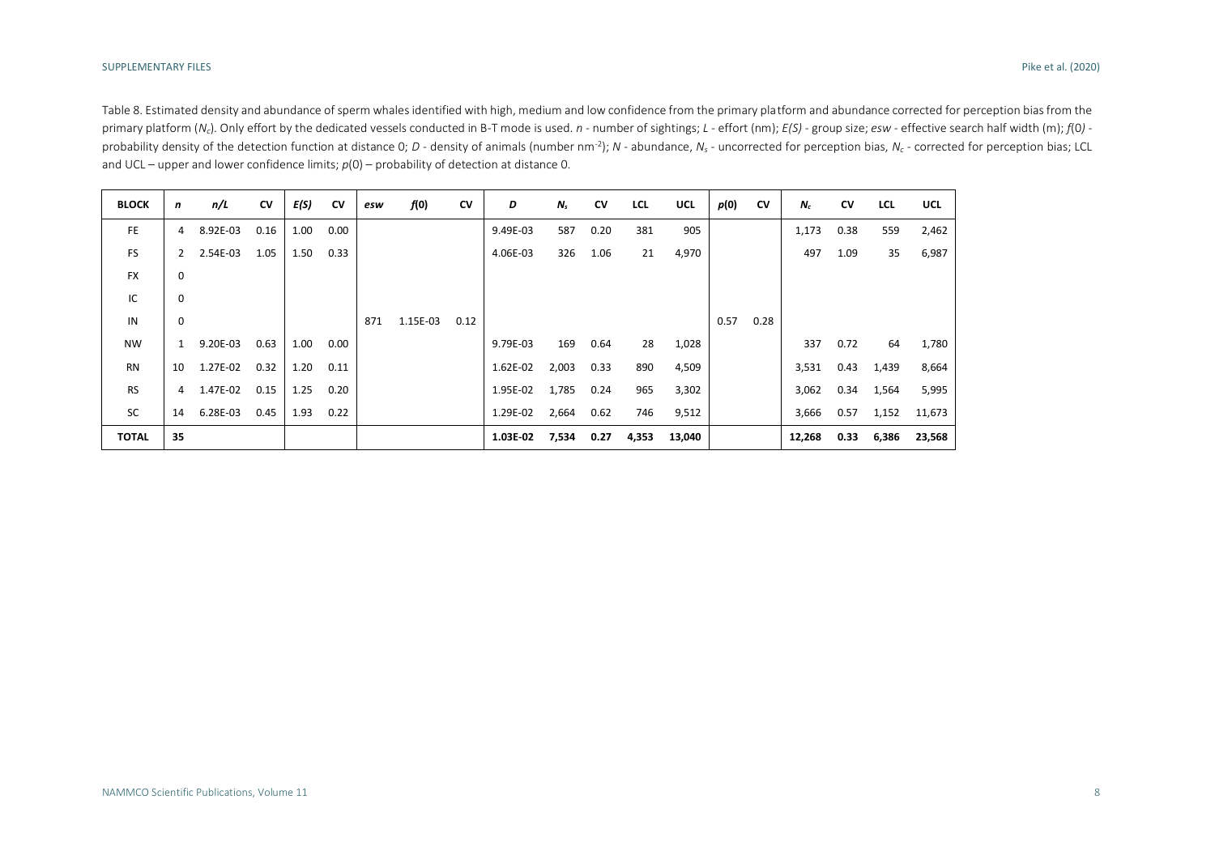Table 8. Estimated density and abundance of sperm whales identified with high, medium and low confidence from the primary platform and abundance corrected for perception bias from the primary platform ($N_c$). Only effort by the dedicated vessels conducted in B-T mode is used. *n* - number of sightings; *L* - effort (nm); *E(S)* - group size; *esw* - effective search half width (m); *f*(0) - probability density of the detection function at distance 0; *D* - density of animals (number nm$^{-2}$); *N* - abundance, $N_s$ - uncorrected for perception bias, $N_c$ - corrected for perception bias; LCL and UCL – upper and lower confidence limits; *p*(0) – probability of detection at distance 0.

| BLOCK | *n* | *n/L* | CV | *E(S)* | CV | *esw* | *f*(0) | CV | *D* | $N_s$ | CV | LCL | UCL | *p*(0) | CV | $N_c$ | CV | LCL | UCL |
|---|---|---|---|---|---|---|---|---|---|---|---|---|---|---|---|---|---|---|---|
| FE | 4 | 8.92E-03 | 0.16 | 1.00 | 0.00 | | | | 9.49E-03 | 587 | 0.20 | 381 | 905 | | | 1,173 | 0.38 | 559 | 2,462 |
| FS | 2 | 2.54E-03 | 1.05 | 1.50 | 0.33 | | | | 4.06E-03 | 326 | 1.06 | 21 | 4,970 | | | 497 | 1.09 | 35 | 6,987 |
| FX | 0 | | | | | | | | | | | | | | | | | | |
| IC | 0 | | | | | | | | | | | | | | | | | | |
| IN | 0 | | | | | 871 | 1.15E-03 | 0.12 | | | | | | 0.57 | 0.28 | | | | |
| NW | 1 | 9.20E-03 | 0.63 | 1.00 | 0.00 | | | | 9.79E-03 | 169 | 0.64 | 28 | 1,028 | | | 337 | 0.72 | 64 | 1,780 |
| RN | 10 | 1.27E-02 | 0.32 | 1.20 | 0.11 | | | | 1.62E-02 | 2,003 | 0.33 | 890 | 4,509 | | | 3,531 | 0.43 | 1,439 | 8,664 |
| RS | 4 | 1.47E-02 | 0.15 | 1.25 | 0.20 | | | | 1.95E-02 | 1,785 | 0.24 | 965 | 3,302 | | | 3,062 | 0.34 | 1,564 | 5,995 |
| SC | 14 | 6.28E-03 | 0.45 | 1.93 | 0.22 | | | | 1.29E-02 | 2,664 | 0.62 | 746 | 9,512 | | | 3,666 | 0.57 | 1,152 | 11,673 |
| **TOTAL** | **35** | | | | | | | | **1.03E-02** | **7,534** | **0.27** | **4,353** | **13,040** | | | **12,268** | **0.33** | **6,386** | **23,568** |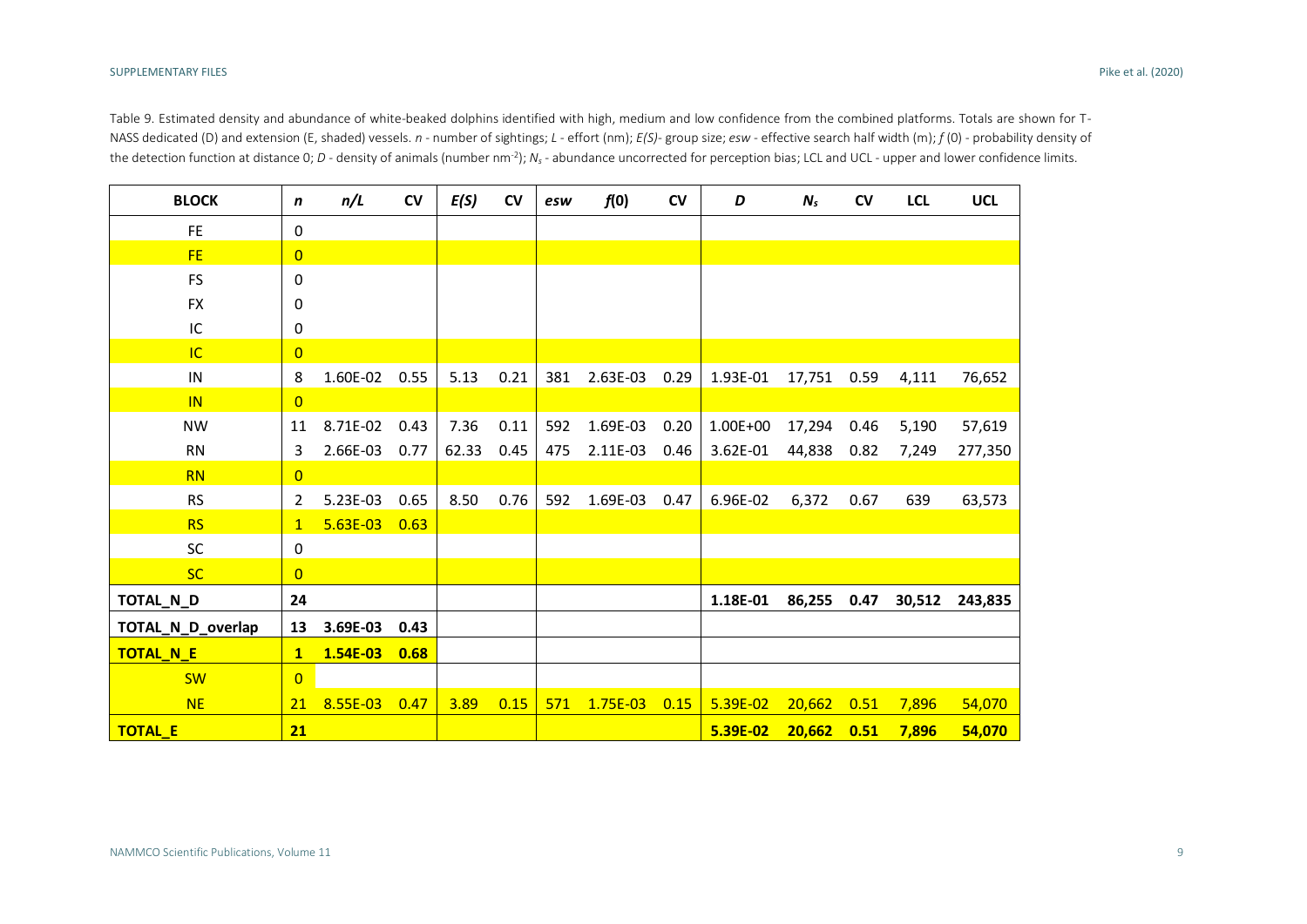Table 9. Estimated density and abundance of white-beaked dolphins identified with high, medium and low confidence from the combined platforms. Totals are shown for T-NASS dedicated (D) and extension (E, shaded) vessels. *n* - number of sightings; *L* - effort (nm); *E(S)*- group size; *esw* - effective search half width (m); *f* (0) - probability density of the detection function at distance 0; *D* - density of animals (number nm$^{-2}$); $N_s$ - abundance uncorrected for perception bias; LCL and UCL - upper and lower confidence limits.

| BLOCK | *n* | *n/L* | CV | *E(S)* | CV | *esw* | *f*(0) | CV | *D* | $N_s$ | CV | LCL | UCL |
|---|---|---|---|---|---|---|---|---|---|---|---|---|---|
| FE | 0 | | | | | | | | | | | | |
| FE | 0 | | | | | | | | | | | | |
| FS | 0 | | | | | | | | | | | | |
| FX | 0 | | | | | | | | | | | | |
| IC | 0 | | | | | | | | | | | | |
| IC | 0 | | | | | | | | | | | | |
| IN | 8 | 1.60E-02 | 0.55 | 5.13 | 0.21 | 381 | 2.63E-03 | 0.29 | 1.93E-01 | 17,751 | 0.59 | 4,111 | 76,652 |
| IN | 0 | | | | | | | | | | | | |
| NW | 11 | 8.71E-02 | 0.43 | 7.36 | 0.11 | 592 | 1.69E-03 | 0.20 | 1.00E+00 | 17,294 | 0.46 | 5,190 | 57,619 |
| RN | 3 | 2.66E-03 | 0.77 | 62.33 | 0.45 | 475 | 2.11E-03 | 0.46 | 3.62E-01 | 44,838 | 0.82 | 7,249 | 277,350 |
| RN | 0 | | | | | | | | | | | | |
| RS | 2 | 5.23E-03 | 0.65 | 8.50 | 0.76 | 592 | 1.69E-03 | 0.47 | 6.96E-02 | 6,372 | 0.67 | 639 | 63,573 |
| RS | 1 | 5.63E-03 | 0.63 | | | | | | | | | | |
| SC | 0 | | | | | | | | | | | | |
| SC | 0 | | | | | | | | | | | | |
| **TOTAL_N_D** | **24** | | | | | | | | **1.18E-01** | **86,255** | **0.47** | **30,512** | **243,835** |
| **TOTAL_N_D_overlap** | **13** | **3.69E-03** | **0.43** | | | | | | | | | | |
| **TOTAL_N_E** | **1** | **1.54E-03** | **0.68** | | | | | | | | | | |
| SW | 0 | | | | | | | | | | | | |
| NE | 21 | 8.55E-03 | 0.47 | 3.89 | 0.15 | 571 | 1.75E-03 | 0.15 | 5.39E-02 | 20,662 | 0.51 | 7,896 | 54,070 |
| **TOTAL_E** | **21** | | | | | | | | **5.39E-02** | **20,662** | **0.51** | **7,896** | **54,070** |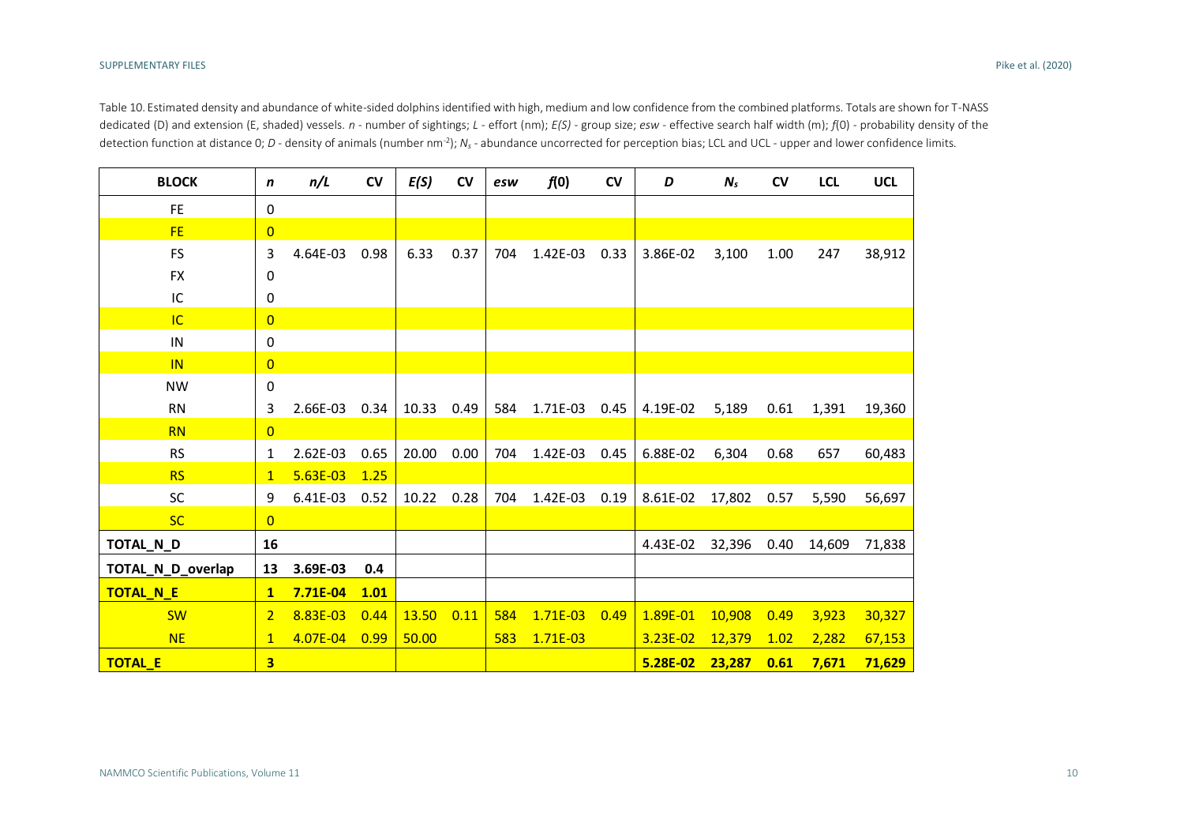Table 10. Estimated density and abundance of white-sided dolphins identified with high, medium and low confidence from the combined platforms. Totals are shown for T-NASS dedicated (D) and extension (E, shaded) vessels. *n* - number of sightings; *L* - effort (nm); *E(S)* - group size; *esw* - effective search half width (m); *f*(0) - probability density of the detection function at distance 0; *D* - density of animals (number nm$^{-2}$); $N_s$ - abundance uncorrected for perception bias; LCL and UCL - upper and lower confidence limits.

| BLOCK | *n* | *n/L* | CV | *E(S)* | CV | *esw* | *f*(0) | CV | *D* | $N_s$ | CV | LCL | UCL |
|---|---|---|---|---|---|---|---|---|---|---|---|---|---|
| FE | 0 | | | | | | | | | | | | |
| FE | 0 | | | | | | | | | | | | |
| FS | 3 | 4.64E-03 | 0.98 | 6.33 | 0.37 | 704 | 1.42E-03 | 0.33 | 3.86E-02 | 3,100 | 1.00 | 247 | 38,912 |
| FX | 0 | | | | | | | | | | | | |
| IC | 0 | | | | | | | | | | | | |
| IC | 0 | | | | | | | | | | | | |
| IN | 0 | | | | | | | | | | | | |
| IN | 0 | | | | | | | | | | | | |
| NW | 0 | | | | | | | | | | | | |
| RN | 3 | 2.66E-03 | 0.34 | 10.33 | 0.49 | 584 | 1.71E-03 | 0.45 | 4.19E-02 | 5,189 | 0.61 | 1,391 | 19,360 |
| RN | 0 | | | | | | | | | | | | |
| RS | 1 | 2.62E-03 | 0.65 | 20.00 | 0.00 | 704 | 1.42E-03 | 0.45 | 6.88E-02 | 6,304 | 0.68 | 657 | 60,483 |
| RS | 1 | 5.63E-03 | 1.25 | | | | | | | | | | |
| SC | 9 | 6.41E-03 | 0.52 | 10.22 | 0.28 | 704 | 1.42E-03 | 0.19 | 8.61E-02 | 17,802 | 0.57 | 5,590 | 56,697 |
| SC | 0 | | | | | | | | | | | | |
| **TOTAL_N_D** | **16** | | | | | | | | 4.43E-02 | 32,396 | 0.40 | 14,609 | 71,838 |
| **TOTAL_N_D_overlap** | **13** | **3.69E-03** | **0.4** | | | | | | | | | | |
| **TOTAL_N_E** | **1** | **7.71E-04** | **1.01** | | | | | | | | | | |
| SW | 2 | 8.83E-03 | 0.44 | 13.50 | 0.11 | 584 | 1.71E-03 | 0.49 | 1.89E-01 | 10,908 | 0.49 | 3,923 | 30,327 |
| NE | 1 | 4.07E-04 | 0.99 | 50.00 | | 583 | 1.71E-03 | | 3.23E-02 | 12,379 | 1.02 | 2,282 | 67,153 |
| **TOTAL_E** | **3** | | | | | | | | **5.28E-02** | **23,287** | **0.61** | **7,671** | **71,629** |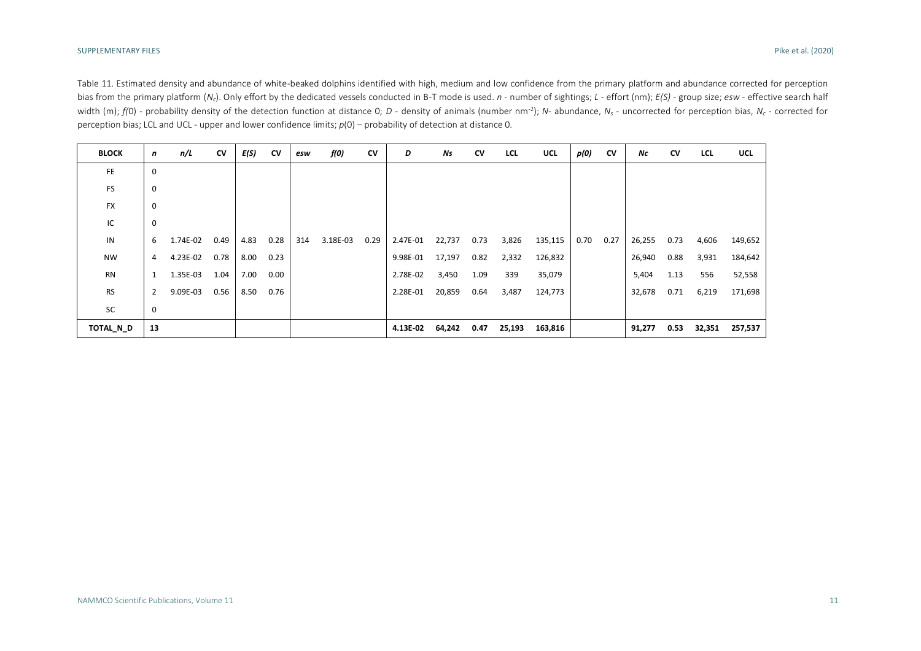Table 11. Estimated density and abundance of white-beaked dolphins identified with high, medium and low confidence from the primary platform and abundance corrected for perception bias from the primary platform ($N_c$). Only effort by the dedicated vessels conducted in B-T mode is used. *n* - number of sightings; *L* - effort (nm); *E(S)* - group size; *esw* - effective search half width (m); *f*(0) - probability density of the detection function at distance 0; *D* - density of animals (number nm$^{-2}$); *N*- abundance, $N_s$ - uncorrected for perception bias, $N_c$ - corrected for perception bias; LCL and UCL - upper and lower confidence limits; *p*(0) – probability of detection at distance 0.

| BLOCK | *n* | *n/L* | CV | *E(S)* | CV | *esw* | *f(0)* | CV | *D* | *Ns* | CV | LCL | UCL | *p(0)* | CV | *Nc* | CV | LCL | UCL |
|---|---|---|---|---|---|---|---|---|---|---|---|---|---|---|---|---|---|---|---|
| FE | 0 | | | | | | | | | | | | | | | | | | |
| FS | 0 | | | | | | | | | | | | | | | | | | |
| FX | 0 | | | | | | | | | | | | | | | | | | |
| IC | 0 | | | | | | | | | | | | | | | | | | |
| IN | 6 | 1.74E-02 | 0.49 | 4.83 | 0.28 | 314 | 3.18E-03 | 0.29 | 2.47E-01 | 22,737 | 0.73 | 3,826 | 135,115 | 0.70 | 0.27 | 26,255 | 0.73 | 4,606 | 149,652 |
| NW | 4 | 4.23E-02 | 0.78 | 8.00 | 0.23 | | | | 9.98E-01 | 17,197 | 0.82 | 2,332 | 126,832 | | | 26,940 | 0.88 | 3,931 | 184,642 |
| RN | 1 | 1.35E-03 | 1.04 | 7.00 | 0.00 | | | | 2.78E-02 | 3,450 | 1.09 | 339 | 35,079 | | | 5,404 | 1.13 | 556 | 52,558 |
| RS | 2 | 9.09E-03 | 0.56 | 8.50 | 0.76 | | | | 2.28E-01 | 20,859 | 0.64 | 3,487 | 124,773 | | | 32,678 | 0.71 | 6,219 | 171,698 |
| SC | 0 | | | | | | | | | | | | | | | | | | |
| **TOTAL_N_D** | **13** | | | | | | | | **4.13E-02** | **64,242** | **0.47** | **25,193** | **163,816** | | | **91,277** | **0.53** | **32,351** | **257,537** |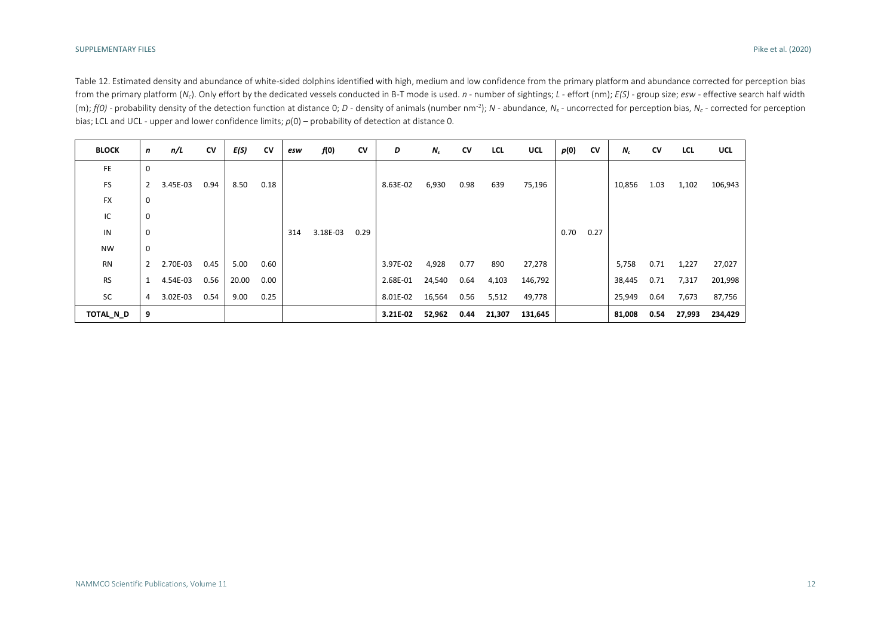Table 12. Estimated density and abundance of white-sided dolphins identified with high, medium and low confidence from the primary platform and abundance corrected for perception bias from the primary platform ($N_c$). Only effort by the dedicated vessels conducted in B-T mode is used. *n* - number of sightings; *L* - effort (nm); *E(S)* - group size; *esw* - effective search half width (m); *f(0)* - probability density of the detection function at distance 0; *D* - density of animals (number nm$^{-2}$); *N* - abundance, $N_s$ - uncorrected for perception bias, $N_c$ - corrected for perception bias; LCL and UCL - upper and lower confidence limits; *p*(0) – probability of detection at distance 0.

| BLOCK | *n* | *n/L* | CV | *E(S)* | CV | *esw* | *f*(0) | CV | *D* | $N_s$ | CV | LCL | UCL | *p*(0) | CV | $N_c$ | CV | LCL | UCL |
|---|---|---|---|---|---|---|---|---|---|---|---|---|---|---|---|---|---|---|---|
| FE | 0 | | | | | | | | | | | | | | | | | | |
| FS | 2 | 3.45E-03 | 0.94 | 8.50 | 0.18 | | | | 8.63E-02 | 6,930 | 0.98 | 639 | 75,196 | | | 10,856 | 1.03 | 1,102 | 106,943 |
| FX | 0 | | | | | | | | | | | | | | | | | | |
| IC | 0 | | | | | | | | | | | | | | | | | | |
| IN | 0 | | | | | 314 | 3.18E-03 | 0.29 | | | | | | 0.70 | 0.27 | | | | |
| NW | 0 | | | | | | | | | | | | | | | | | | |
| RN | 2 | 2.70E-03 | 0.45 | 5.00 | 0.60 | | | | 3.97E-02 | 4,928 | 0.77 | 890 | 27,278 | | | 5,758 | 0.71 | 1,227 | 27,027 |
| RS | 1 | 4.54E-03 | 0.56 | 20.00 | 0.00 | | | | 2.68E-01 | 24,540 | 0.64 | 4,103 | 146,792 | | | 38,445 | 0.71 | 7,317 | 201,998 |
| SC | 4 | 3.02E-03 | 0.54 | 9.00 | 0.25 | | | | 8.01E-02 | 16,564 | 0.56 | 5,512 | 49,778 | | | 25,949 | 0.64 | 7,673 | 87,756 |
| **TOTAL_N_D** | **9** | | | | | | | | **3.21E-02** | **52,962** | **0.44** | **21,307** | **131,645** | | | **81,008** | **0.54** | **27,993** | **234,429** |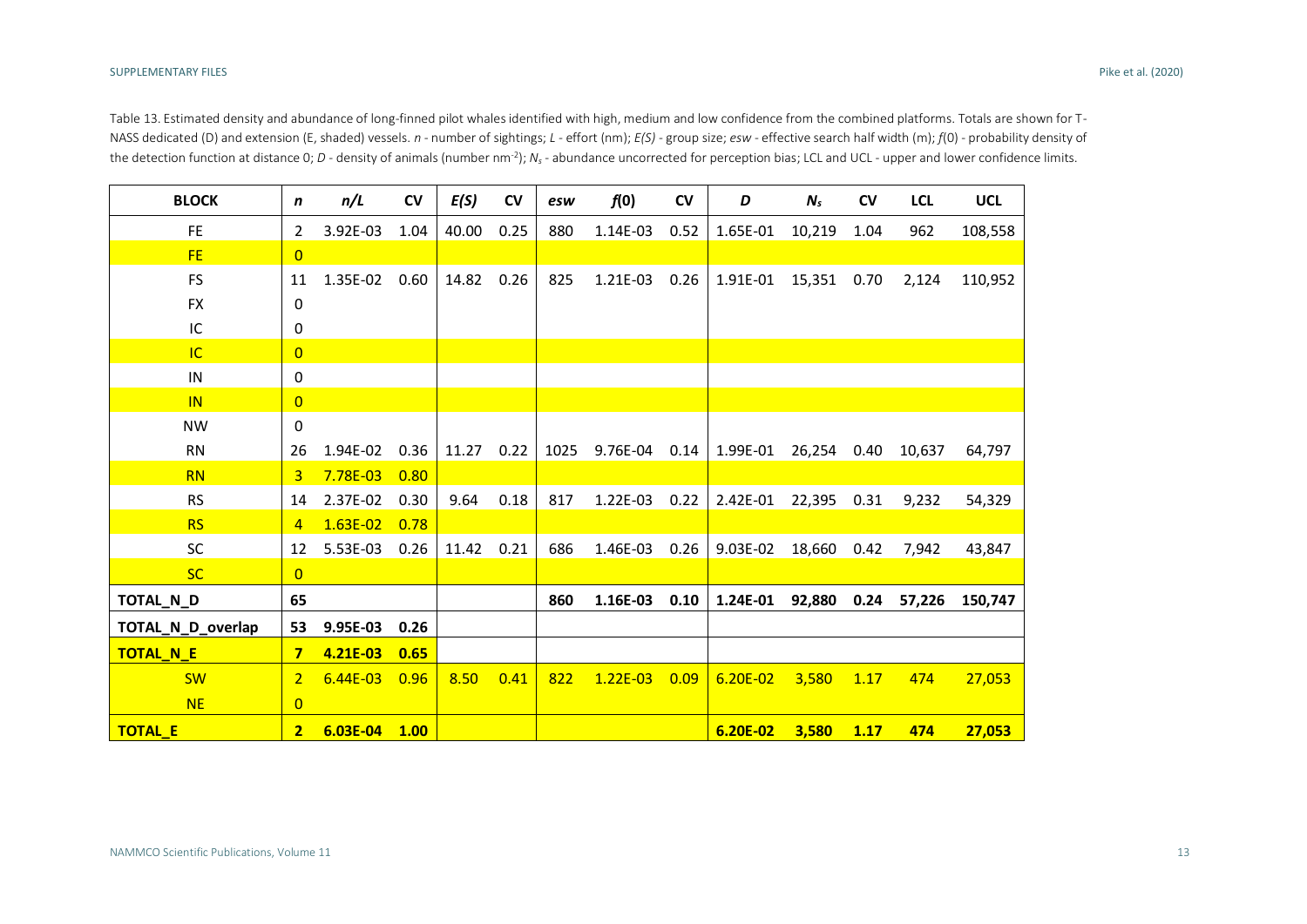Table 13. Estimated density and abundance of long-finned pilot whales identified with high, medium and low confidence from the combined platforms. Totals are shown for T-NASS dedicated (D) and extension (E, shaded) vessels. *n* - number of sightings; *L* - effort (nm); *E(S)* - group size; *esw* - effective search half width (m); *f*(0) - probability density of the detection function at distance 0; *D* - density of animals (number nm$^{-2}$); $N_s$ - abundance uncorrected for perception bias; LCL and UCL - upper and lower confidence limits.

| BLOCK | *n* | *n/L* | CV | *E(S)* | CV | *esw* | *f*(0) | CV | *D* | $N_s$ | CV | LCL | UCL |
|---|---|---|---|---|---|---|---|---|---|---|---|---|---|
| FE | 2 | 3.92E-03 | 1.04 | 40.00 | 0.25 | 880 | 1.14E-03 | 0.52 | 1.65E-01 | 10,219 | 1.04 | 962 | 108,558 |
| FE | 0 | | | | | | | | | | | | |
| FS | 11 | 1.35E-02 | 0.60 | 14.82 | 0.26 | 825 | 1.21E-03 | 0.26 | 1.91E-01 | 15,351 | 0.70 | 2,124 | 110,952 |
| FX | 0 | | | | | | | | | | | | |
| IC | 0 | | | | | | | | | | | | |
| IC | 0 | | | | | | | | | | | | |
| IN | 0 | | | | | | | | | | | | |
| IN | 0 | | | | | | | | | | | | |
| NW | 0 | | | | | | | | | | | | |
| RN | 26 | 1.94E-02 | 0.36 | 11.27 | 0.22 | 1025 | 9.76E-04 | 0.14 | 1.99E-01 | 26,254 | 0.40 | 10,637 | 64,797 |
| RN | 3 | 7.78E-03 | 0.80 | | | | | | | | | | |
| RS | 14 | 2.37E-02 | 0.30 | 9.64 | 0.18 | 817 | 1.22E-03 | 0.22 | 2.42E-01 | 22,395 | 0.31 | 9,232 | 54,329 |
| RS | 4 | 1.63E-02 | 0.78 | | | | | | | | | | |
| SC | 12 | 5.53E-03 | 0.26 | 11.42 | 0.21 | 686 | 1.46E-03 | 0.26 | 9.03E-02 | 18,660 | 0.42 | 7,942 | 43,847 |
| SC | 0 | | | | | | | | | | | | |
| **TOTAL_N_D** | **65** | | | | | **860** | **1.16E-03** | **0.10** | **1.24E-01** | **92,880** | **0.24** | **57,226** | **150,747** |
| **TOTAL_N_D_overlap** | **53** | **9.95E-03** | **0.26** | | | | | | | | | | |
| **TOTAL_N_E** | **7** | **4.21E-03** | **0.65** | | | | | | | | | | |
| SW | 2 | 6.44E-03 | 0.96 | 8.50 | 0.41 | 822 | 1.22E-03 | 0.09 | 6.20E-02 | 3,580 | 1.17 | 474 | 27,053 |
| NE | 0 | | | | | | | | | | | | |
| **TOTAL_E** | **2** | **6.03E-04** | **1.00** | | | | | | **6.20E-02** | **3,580** | **1.17** | **474** | **27,053** |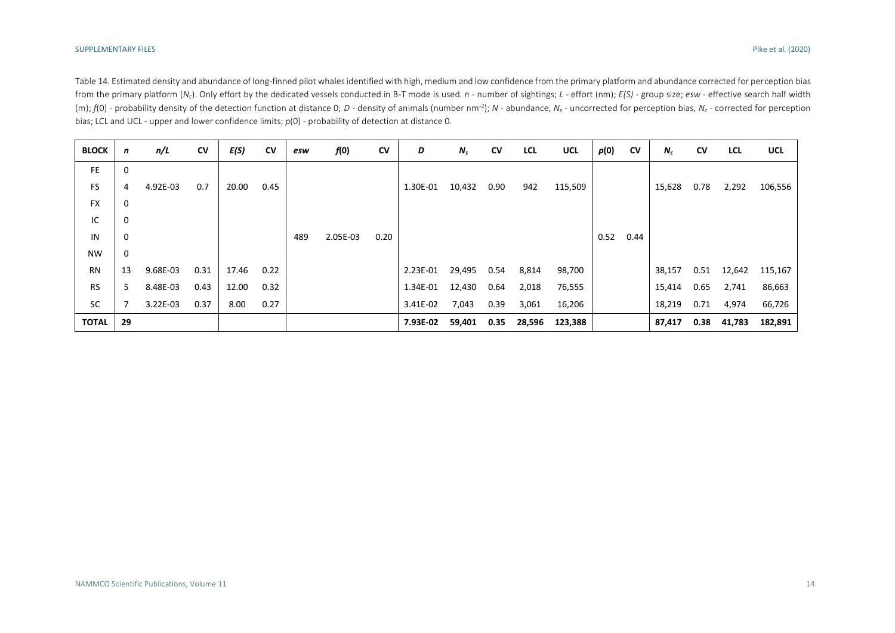Table 14. Estimated density and abundance of long-finned pilot whales identified with high, medium and low confidence from the primary platform and abundance corrected for perception bias from the primary platform ($N_c$). Only effort by the dedicated vessels conducted in B-T mode is used. *n* - number of sightings; *L* - effort (nm); *E(S)* - group size; *esw* - effective search half width (m); *f*(0) - probability density of the detection function at distance 0; *D* - density of animals (number nm$^{-2}$); *N* - abundance, $N_s$ - uncorrected for perception bias, $N_c$ - corrected for perception bias; LCL and UCL - upper and lower confidence limits; *p*(0) - probability of detection at distance 0.

| BLOCK | *n* | *n/L* | CV | *E(S)* | CV | *esw* | *f*(0) | CV | *D* | $N_s$ | CV | LCL | UCL | *p*(0) | CV | $N_c$ | CV | LCL | UCL |
|---|---|---|---|---|---|---|---|---|---|---|---|---|---|---|---|---|---|---|---|
| FE | 0 | | | | | | | | | | | | | | | | | | |
| FS | 4 | 4.92E-03 | 0.7 | 20.00 | 0.45 | | | | 1.30E-01 | 10,432 | 0.90 | 942 | 115,509 | | | 15,628 | 0.78 | 2,292 | 106,556 |
| FX | 0 | | | | | | | | | | | | | | | | | | |
| IC | 0 | | | | | | | | | | | | | | | | | | |
| IN | 0 | | | | | 489 | 2.05E-03 | 0.20 | | | | | | 0.52 | 0.44 | | | | |
| NW | 0 | | | | | | | | | | | | | | | | | | |
| RN | 13 | 9.68E-03 | 0.31 | 17.46 | 0.22 | | | | 2.23E-01 | 29,495 | 0.54 | 8,814 | 98,700 | | | 38,157 | 0.51 | 12,642 | 115,167 |
| RS | 5 | 8.48E-03 | 0.43 | 12.00 | 0.32 | | | | 1.34E-01 | 12,430 | 0.64 | 2,018 | 76,555 | | | 15,414 | 0.65 | 2,741 | 86,663 |
| SC | 7 | 3.22E-03 | 0.37 | 8.00 | 0.27 | | | | 3.41E-02 | 7,043 | 0.39 | 3,061 | 16,206 | | | 18,219 | 0.71 | 4,974 | 66,726 |
| **TOTAL** | **29** | | | | | | | | **7.93E-02** | **59,401** | **0.35** | **28,596** | **123,388** | | | **87,417** | **0.38** | **41,783** | **182,891** |